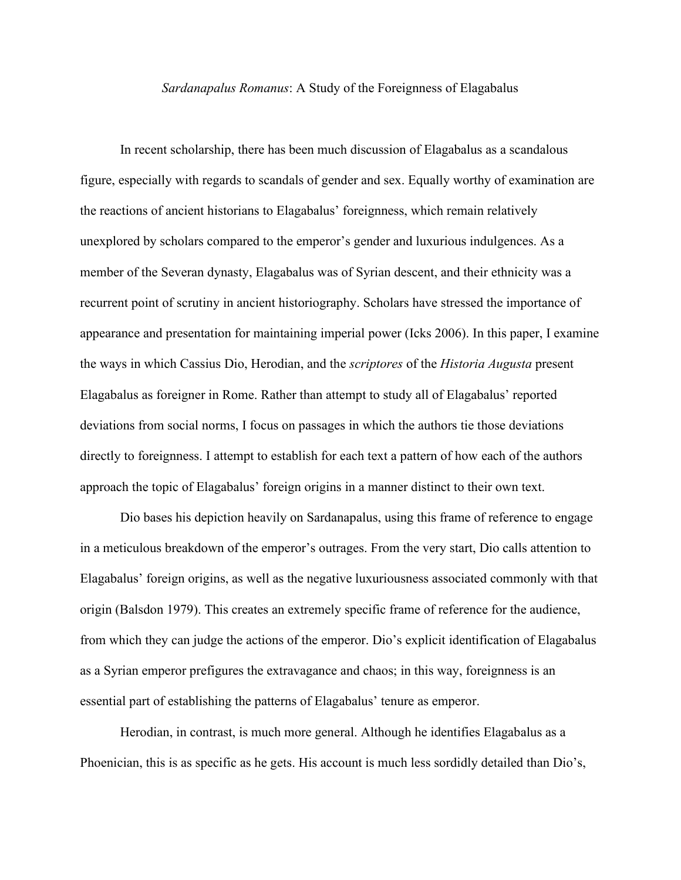*Sardanapalus Romanus*: A Study of the Foreignness of Elagabalus

In recent scholarship, there has been much discussion of Elagabalus as a scandalous figure, especially with regards to scandals of gender and sex. Equally worthy of examination are the reactions of ancient historians to Elagabalus' foreignness, which remain relatively unexplored by scholars compared to the emperor's gender and luxurious indulgences. As a member of the Severan dynasty, Elagabalus was of Syrian descent, and their ethnicity was a recurrent point of scrutiny in ancient historiography. Scholars have stressed the importance of appearance and presentation for maintaining imperial power (Icks 2006). In this paper, I examine the ways in which Cassius Dio, Herodian, and the *scriptores* of the *Historia Augusta* present Elagabalus as foreigner in Rome. Rather than attempt to study all of Elagabalus' reported deviations from social norms, I focus on passages in which the authors tie those deviations directly to foreignness. I attempt to establish for each text a pattern of how each of the authors approach the topic of Elagabalus' foreign origins in a manner distinct to their own text.

Dio bases his depiction heavily on Sardanapalus, using this frame of reference to engage in a meticulous breakdown of the emperor's outrages. From the very start, Dio calls attention to Elagabalus' foreign origins, as well as the negative luxuriousness associated commonly with that origin (Balsdon 1979). This creates an extremely specific frame of reference for the audience, from which they can judge the actions of the emperor. Dio's explicit identification of Elagabalus as a Syrian emperor prefigures the extravagance and chaos; in this way, foreignness is an essential part of establishing the patterns of Elagabalus' tenure as emperor.

Herodian, in contrast, is much more general. Although he identifies Elagabalus as a Phoenician, this is as specific as he gets. His account is much less sordidly detailed than Dio's,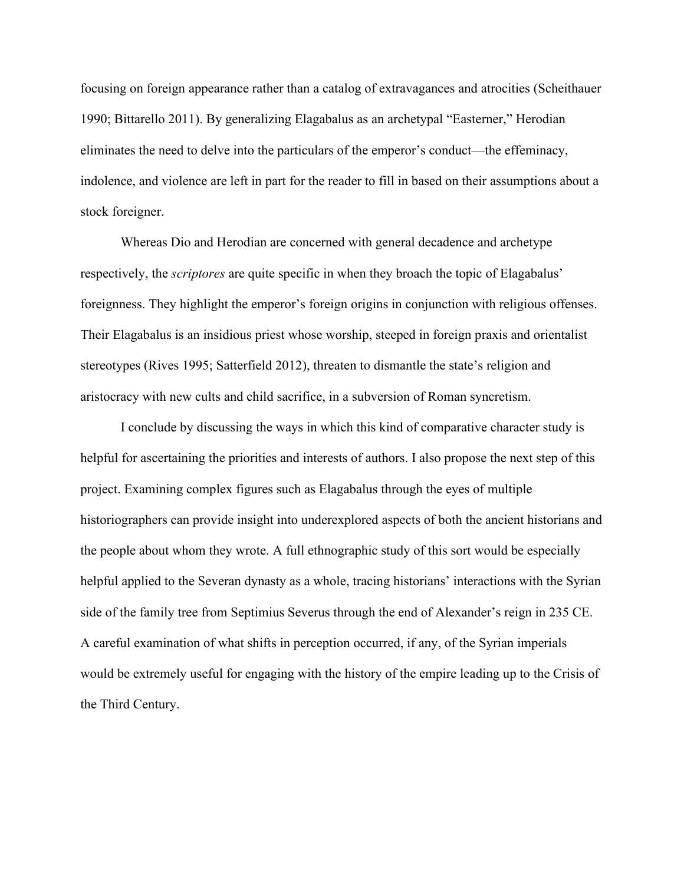focusing on foreign appearance rather than a catalog of extravagances and atrocities (Scheithauer 1990; Bittarello 2011). By generalizing Elagabalus as an archetypal "Easterner," Herodian eliminates the need to delve into the particulars of the emperor's conduct—the effeminacy, indolence, and violence are left in part for the reader to fill in based on their assumptions about a stock foreigner.

Whereas Dio and Herodian are concerned with general decadence and archetype respectively, the *scriptores* are quite specific in when they broach the topic of Elagabalus' foreignness. They highlight the emperor's foreign origins in conjunction with religious offenses. Their Elagabalus is an insidious priest whose worship, steeped in foreign praxis and orientalist stereotypes (Rives 1995; Satterfield 2012), threaten to dismantle the state's religion and aristocracy with new cults and child sacrifice, in a subversion of Roman syncretism.

I conclude by discussing the ways in which this kind of comparative character study is helpful for ascertaining the priorities and interests of authors. I also propose the next step of this project. Examining complex figures such as Elagabalus through the eyes of multiple historiographers can provide insight into underexplored aspects of both the ancient historians and the people about whom they wrote. A full ethnographic study of this sort would be especially helpful applied to the Severan dynasty as a whole, tracing historians' interactions with the Syrian side of the family tree from Septimius Severus through the end of Alexander's reign in 235 CE. A careful examination of what shifts in perception occurred, if any, of the Syrian imperials would be extremely useful for engaging with the history of the empire leading up to the Crisis of the Third Century.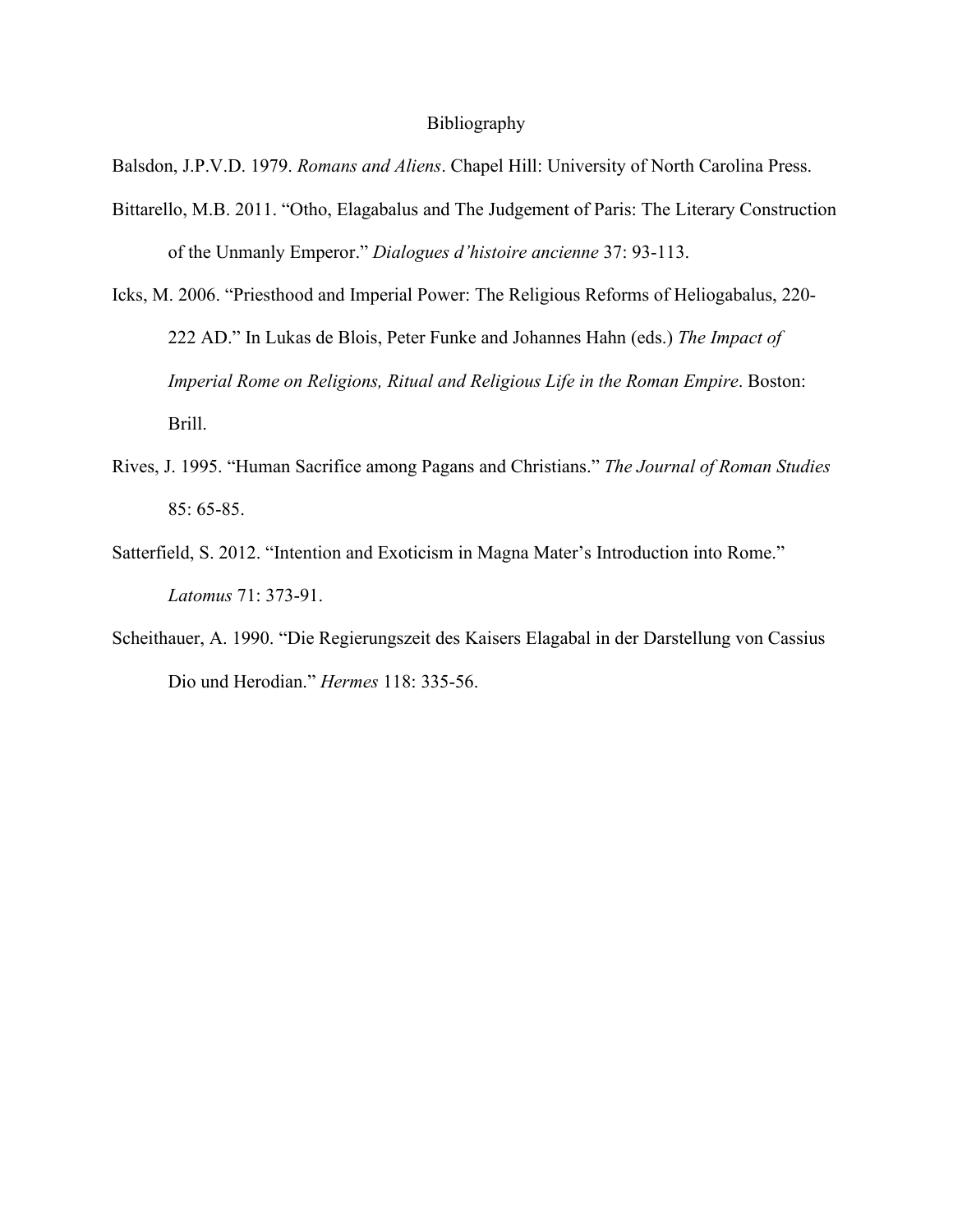# Bibliography

Balsdon, J.P.V.D. 1979. *Romans and Aliens*. Chapel Hill: University of North Carolina Press.

Bittarello, M.B. 2011. "Otho, Elagabalus and The Judgement of Paris: The Literary Construction of the Unmanly Emperor." *Dialogues d'histoire ancienne* 37: 93-113.

Icks, M. 2006. "Priesthood and Imperial Power: The Religious Reforms of Heliogabalus, 220-222 AD." In Lukas de Blois, Peter Funke and Johannes Hahn (eds.) *The Impact of Imperial Rome on Religions, Ritual and Religious Life in the Roman Empire*. Boston: Brill.

Rives, J. 1995. "Human Sacrifice among Pagans and Christians." *The Journal of Roman Studies* 85: 65-85.

Satterfield, S. 2012. "Intention and Exoticism in Magna Mater's Introduction into Rome." *Latomus* 71: 373-91.

Scheithauer, A. 1990. "Die Regierungszeit des Kaisers Elagabal in der Darstellung von Cassius Dio und Herodian." *Hermes* 118: 335-56.